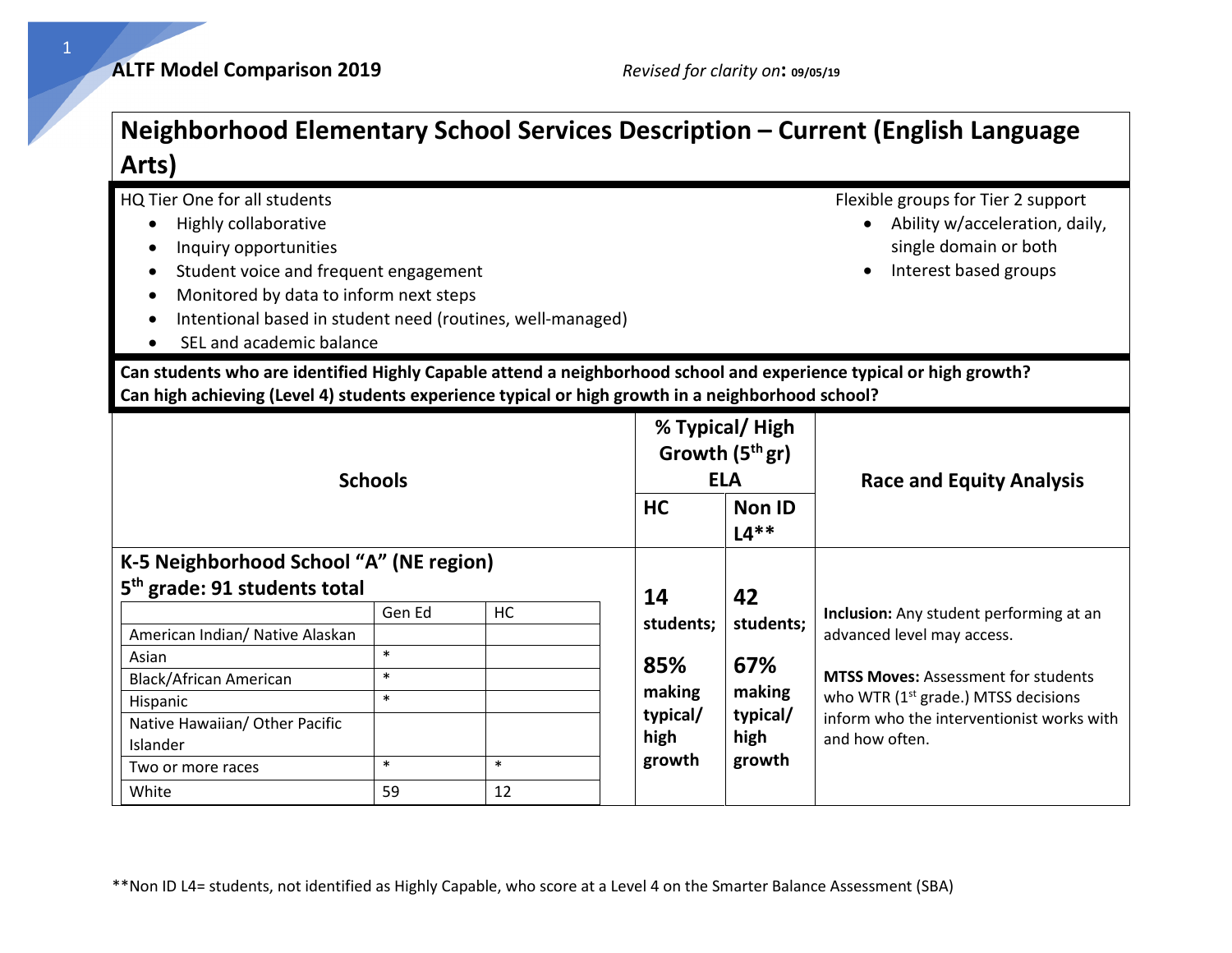**ALTF Model Comparison 2019** *Revised for clarity on*: **09/05/19**

# Neighborhood Elementary School Services Description – Current (English Language Arts)

HQ Tier One for all students

- Highly collaborative
- Inquiry opportunities
- Student voice and frequent engagement
- Monitored by data to inform next steps
- Intentional based in student need (routines, well-managed)
- SEL and academic balance

Flexible groups for Tier 2 support

- Ability w/acceleration, daily, single domain or both
- Interest based groups

**Can students who are identified Highly Capable attend a neighborhood school and experience typical or high growth?**
**Can high achieving (Level 4) students experience typical or high growth in a neighborhood school?**

| Schools | % Typical/ High Growth (5th gr) ELA | | Race and Equity Analysis |
|---|---|---|---|
| | HC | Non ID L4** | |
| **K-5 Neighborhood School "A" (NE region)**<br>**5th grade: 91 students total** | **14 students; 85% making typical/ high growth** | **42 students; 67% making typical/ high growth** | **Inclusion:** Any student performing at an advanced level may access.<br><br>**MTSS Moves:** Assessment for students who WTR (1st grade.) MTSS decisions inform who the interventionist works with and how often. |

| | Gen Ed | HC |
|---|---|---|
| American Indian/ Native Alaskan | | |
| Asian | * | |
| Black/African American | * | |
| Hispanic | * | |
| Native Hawaiian/ Other Pacific Islander | | |
| Two or more races | * | * |
| White | 59 | 12 |

**Non ID L4= students, not identified as Highly Capable, who score at a Level 4 on the Smarter Balance Assessment (SBA)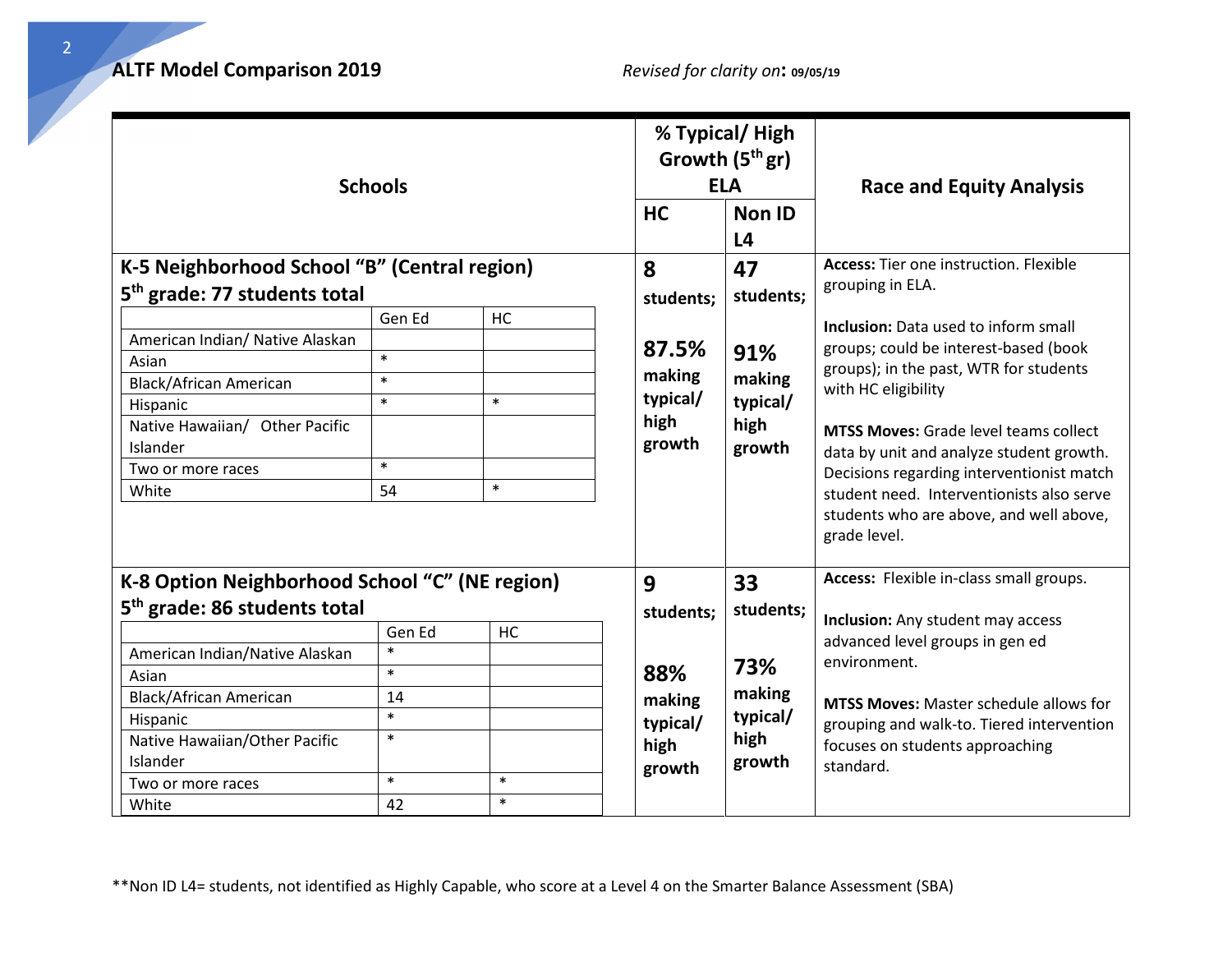## ALTF Model Comparison 2019

*Revised for clarity on*: **09/05/19**

| Schools | % Typical/ High Growth (5th gr) ELA | | Race and Equity Analysis |
|---|---|---|---|
| | **HC** | **Non ID L4** | |
| **K-5 Neighborhood School "B" (Central region)**<br>**5th grade: 77 students total** | **8 students;**<br><br>**87.5% making typical/ high growth** | **47 students;**<br><br>**91% making typical/ high growth** | **Access:** Tier one instruction. Flexible grouping in ELA.<br><br>**Inclusion:** Data used to inform small groups; could be interest-based (book groups); in the past, WTR for students with HC eligibility<br><br>**MTSS Moves:** Grade level teams collect data by unit and analyze student growth. Decisions regarding interventionist match student need. Interventionists also serve students who are above, and well above, grade level. |
| **K-8 Option Neighborhood School "C" (NE region)**<br>**5th grade: 86 students total** | **9 students;**<br><br>**88% making typical/ high growth** | **33 students;**<br><br>**73% making typical/ high growth** | **Access:** Flexible in-class small groups.<br><br>**Inclusion:** Any student may access advanced level groups in gen ed environment.<br><br>**MTSS Moves:** Master schedule allows for grouping and walk-to. Tiered intervention focuses on students approaching standard. |

**K-5 Neighborhood School "B" (Central region) — 5th grade: 77 students total**

| | Gen Ed | HC |
|---|---|---|
| American Indian/ Native Alaskan | | |
| Asian | * | |
| Black/African American | * | |
| Hispanic | * | * |
| Native Hawaiian/ Other Pacific Islander | | |
| Two or more races | * | |
| White | 54 | * |

**K-8 Option Neighborhood School "C" (NE region) — 5th grade: 86 students total**

| | Gen Ed | HC |
|---|---|---|
| American Indian/Native Alaskan | * | |
| Asian | * | |
| Black/African American | 14 | |
| Hispanic | * | |
| Native Hawaiian/Other Pacific Islander | * | |
| Two or more races | * | * |
| White | 42 | * |

**Non ID L4= students, not identified as Highly Capable, who score at a Level 4 on the Smarter Balance Assessment (SBA)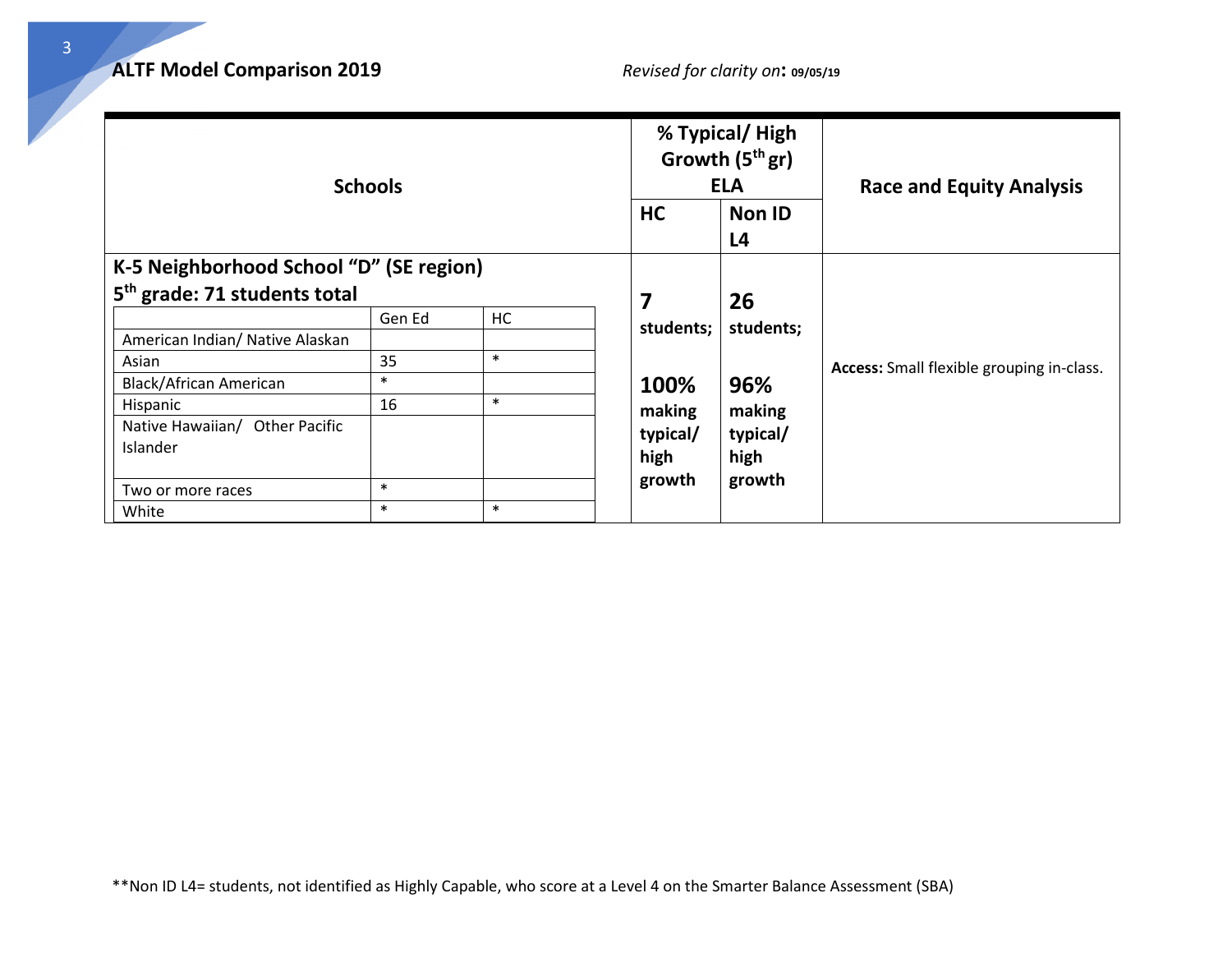**ALTF Model Comparison 2019** *Revised for clarity on*: **09/05/19**

| Schools | % Typical/ High Growth (5th gr) ELA | | Race and Equity Analysis |
|---|---|---|---|
| | HC | Non ID L4 | |
| **K-5 Neighborhood School "D" (SE region)**<br>**5th grade: 71 students total** | **7 students;**<br><br>**100% making typical/ high growth** | **26 students;**<br><br>**96% making typical/ high growth** | **Access:** Small flexible grouping in-class. |

| | Gen Ed | HC |
|---|---|---|
| American Indian/ Native Alaskan | | |
| Asian | 35 | * |
| Black/African American | * | |
| Hispanic | 16 | * |
| Native Hawaiian/ Other Pacific Islander | | |
| Two or more races | * | |
| White | * | * |

**Non ID L4= students, not identified as Highly Capable, who score at a Level 4 on the Smarter Balance Assessment (SBA)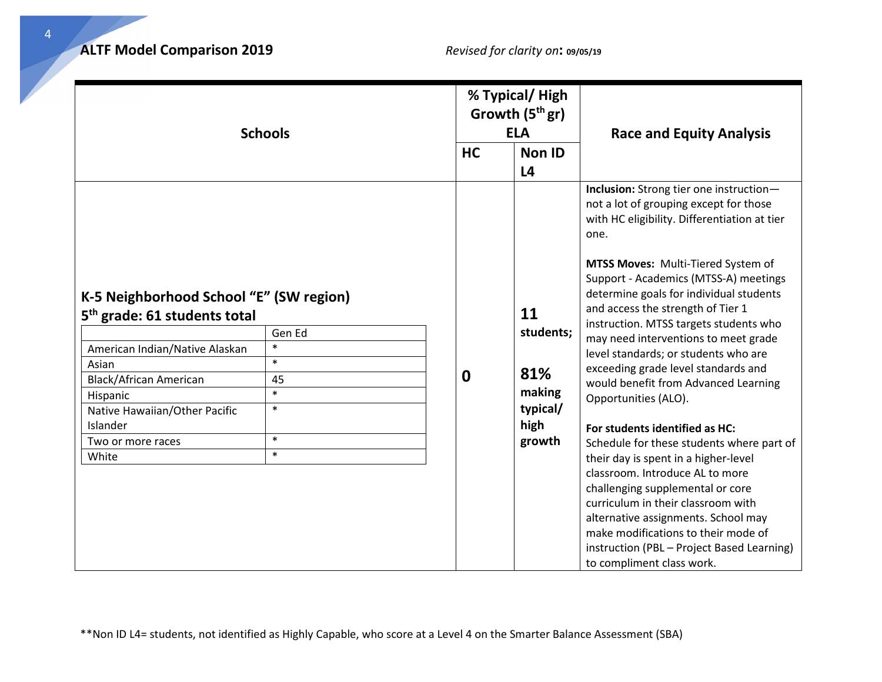**ALTF Model Comparison 2019** *Revised for clarity on*: **09/05/19**

| Schools | % Typical/ High Growth (5th gr) ELA | | Race and Equity Analysis |
|---|---|---|---|
| | HC | Non ID L4 | |
| **K-5 Neighborhood School "E" (SW region)**<br>**5th grade: 61 students total**<br><br>Gen Ed:<br>American Indian/Native Alaskan: *<br>Asian: *<br>Black/African American: 45<br>Hispanic: *<br>Native Hawaiian/Other Pacific Islander: *<br>Two or more races: *<br>White: * | **0** | **11 students;**<br><br>**81% making typical/ high growth** | **Inclusion:** Strong tier one instruction—not a lot of grouping except for those with HC eligibility. Differentiation at tier one.<br><br>**MTSS Moves:** Multi-Tiered System of Support - Academics (MTSS-A) meetings determine goals for individual students and access the strength of Tier 1 instruction. MTSS targets students who may need interventions to meet grade level standards; or students who are exceeding grade level standards and would benefit from Advanced Learning Opportunities (ALO).<br><br>**For students identified as HC:** Schedule for these students where part of their day is spent in a higher-level classroom. Introduce AL to more challenging supplemental or core curriculum in their classroom with alternative assignments. School may make modifications to their mode of instruction (PBL – Project Based Learning) to compliment class work. |

**Non ID L4= students, not identified as Highly Capable, who score at a Level 4 on the Smarter Balance Assessment (SBA)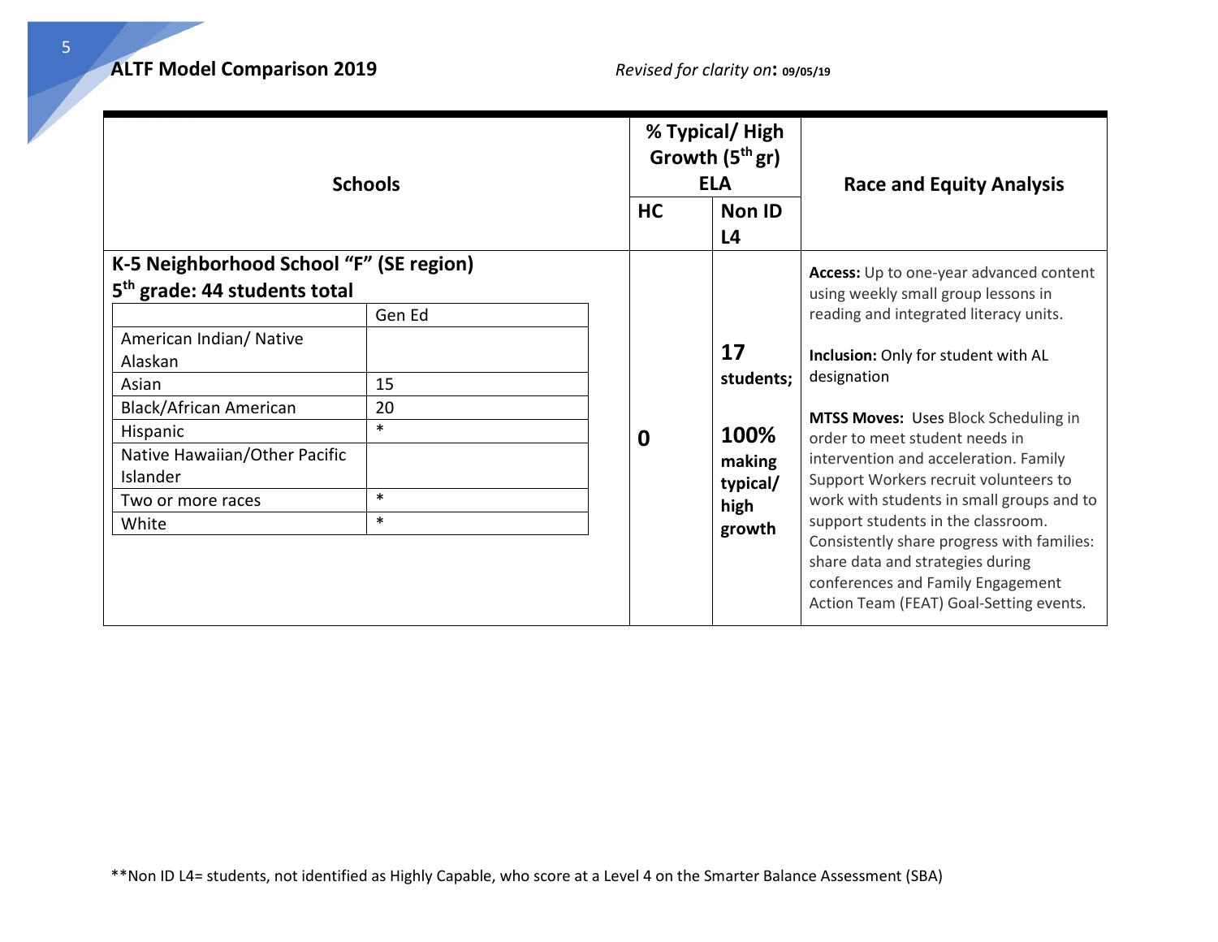**ALTF Model Comparison 2019** *Revised for clarity on*: **09/05/19**

| Schools | % Typical/ High Growth (5th gr) ELA | | Race and Equity Analysis |
|---|---|---|---|
| | HC | Non ID L4 | |
| **K-5 Neighborhood School "F" (SE region)**<br>**5th grade: 44 students total**<br>Gen Ed:<br>American Indian/ Native Alaskan:<br>Asian: 15<br>Black/African American: 20<br>Hispanic: *<br>Native Hawaiian/Other Pacific Islander:<br>Two or more races: *<br>White: * | **0** | **17 students;**<br><br>**100% making typical/ high growth** | **Access:** Up to one-year advanced content using weekly small group lessons in reading and integrated literacy units.<br><br>**Inclusion:** Only for student with AL designation<br><br>**MTSS Moves:** Uses Block Scheduling in order to meet student needs in intervention and acceleration. Family Support Workers recruit volunteers to work with students in small groups and to support students in the classroom. Consistently share progress with families: share data and strategies during conferences and Family Engagement Action Team (FEAT) Goal-Setting events. |

**Non ID L4= students, not identified as Highly Capable, who score at a Level 4 on the Smarter Balance Assessment (SBA)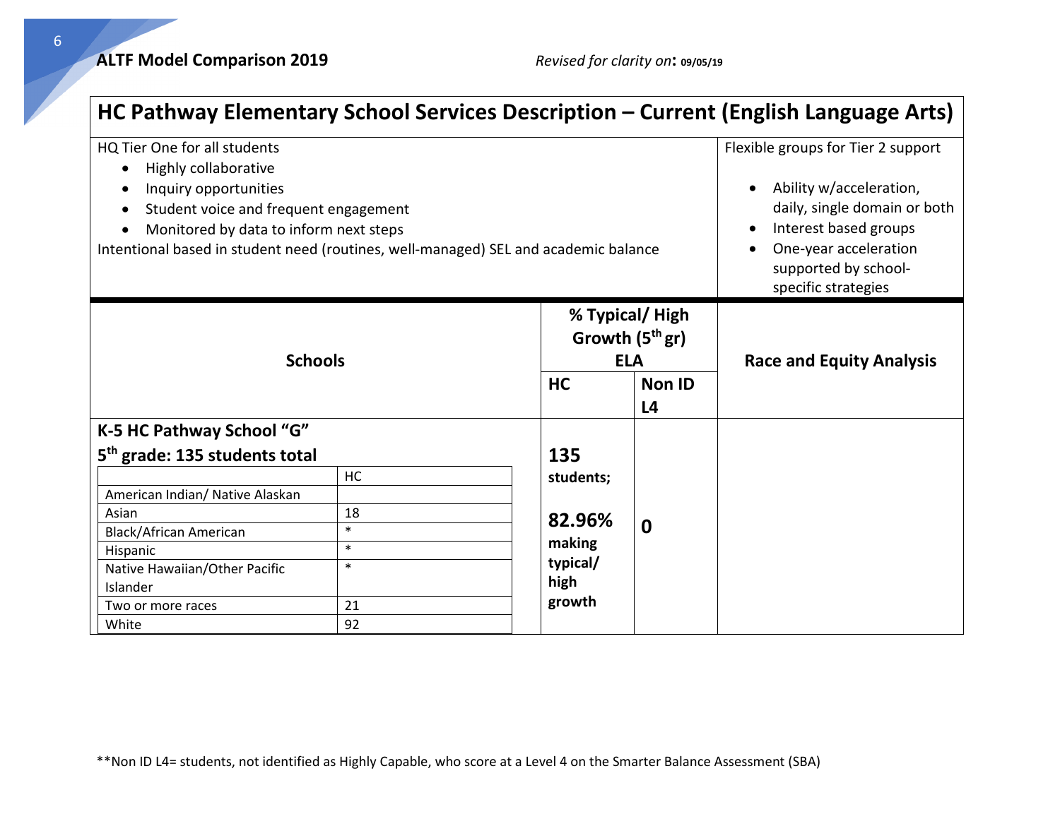## HC Pathway Elementary School Services Description – Current (English Language Arts)

| HQ Tier One for all students | Flexible groups for Tier 2 support |
|---|---|
| • Highly collaborative<br>• Inquiry opportunities<br>• Student voice and frequent engagement<br>• Monitored by data to inform next steps<br>Intentional based in student need (routines, well-managed) SEL and academic balance | • Ability w/acceleration, daily, single domain or both<br>• Interest based groups<br>• One-year acceleration supported by school-specific strategies |

| Schools | % Typical/ High Growth (5th gr) ELA | | Race and Equity Analysis |
|---|---|---|---|
| | **HC** | **Non ID L4** | |
| **K-5 HC Pathway School "G"**<br>**5th grade: 135 students total** | **135 students;**<br><br>**82.96% making typical/ high growth** | **0** | |

| | HC |
|---|---|
| American Indian/ Native Alaskan | |
| Asian | 18 |
| Black/African American | * |
| Hispanic | * |
| Native Hawaiian/Other Pacific Islander | * |
| Two or more races | 21 |
| White | 92 |

**Non ID L4= students, not identified as Highly Capable, who score at a Level 4 on the Smarter Balance Assessment (SBA)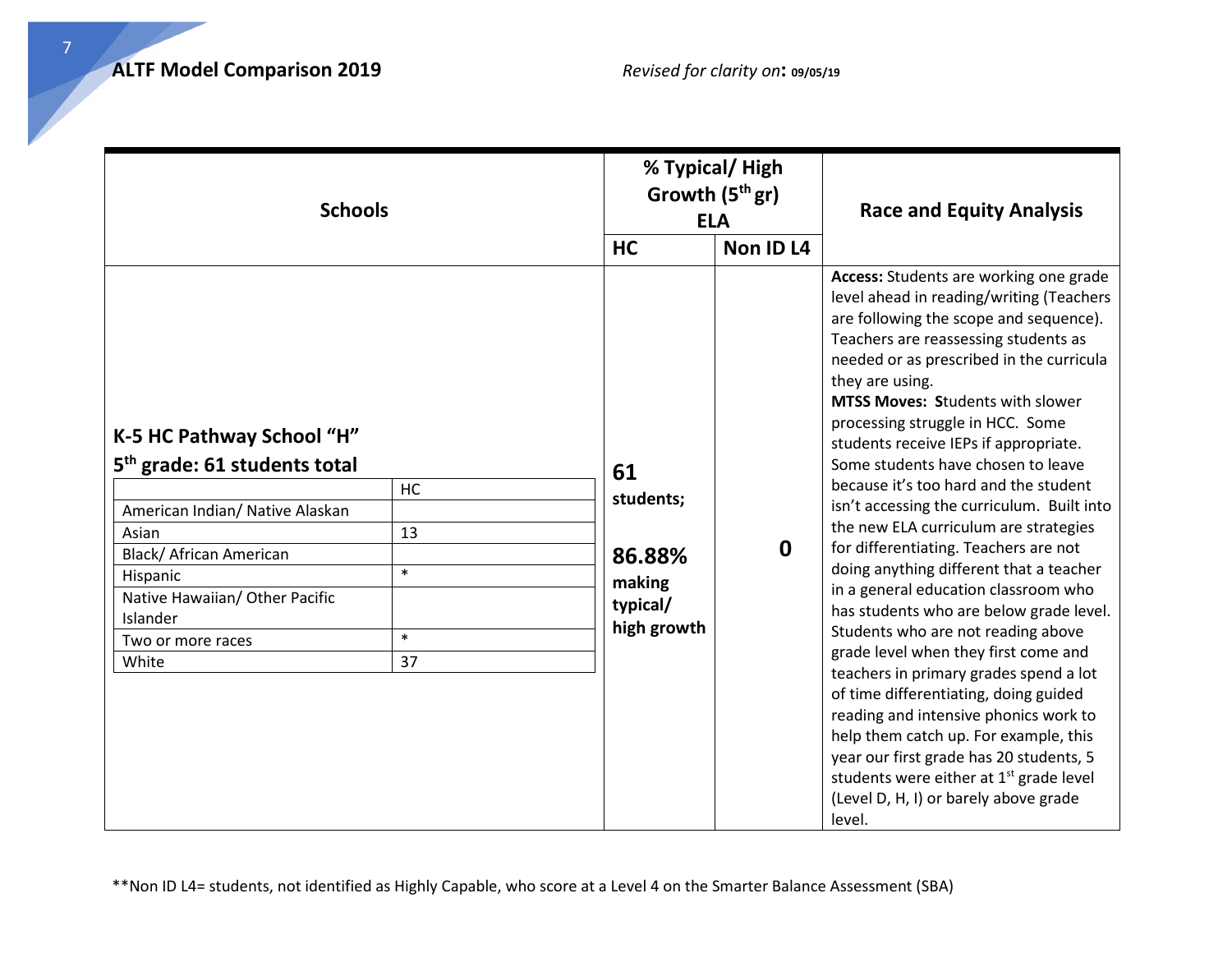**ALTF Model Comparison 2019** *Revised for clarity on*: **09/05/19**

| Schools | % Typical/ High Growth (5th gr) ELA | | Race and Equity Analysis |
|---|---|---|---|
| | HC | Non ID L4 | |
| **K-5 HC Pathway School "H"**<br>**5th grade: 61 students total**<br><br>(see nested table below) | **61 students;**<br><br>**86.88% making typical/ high growth** | **0** | **Access:** Students are working one grade level ahead in reading/writing (Teachers are following the scope and sequence). Teachers are reassessing students as needed or as prescribed in the curricula they are using.<br>**MTSS Moves: S**tudents with slower processing struggle in HCC. Some students receive IEPs if appropriate. Some students have chosen to leave because it's too hard and the student isn't accessing the curriculum. Built into the new ELA curriculum are strategies for differentiating. Teachers are not doing anything different that a teacher in a general education classroom who has students who are below grade level. Students who are not reading above grade level when they first come and teachers in primary grades spend a lot of time differentiating, doing guided reading and intensive phonics work to help them catch up. For example, this year our first grade has 20 students, 5 students were either at 1st grade level (Level D, H, I) or barely above grade level. |

| | HC |
|---|---|
| American Indian/ Native Alaskan | |
| Asian | 13 |
| Black/ African American | |
| Hispanic | * |
| Native Hawaiian/ Other Pacific Islander | |
| Two or more races | * |
| White | 37 |

**Non ID L4= students, not identified as Highly Capable, who score at a Level 4 on the Smarter Balance Assessment (SBA)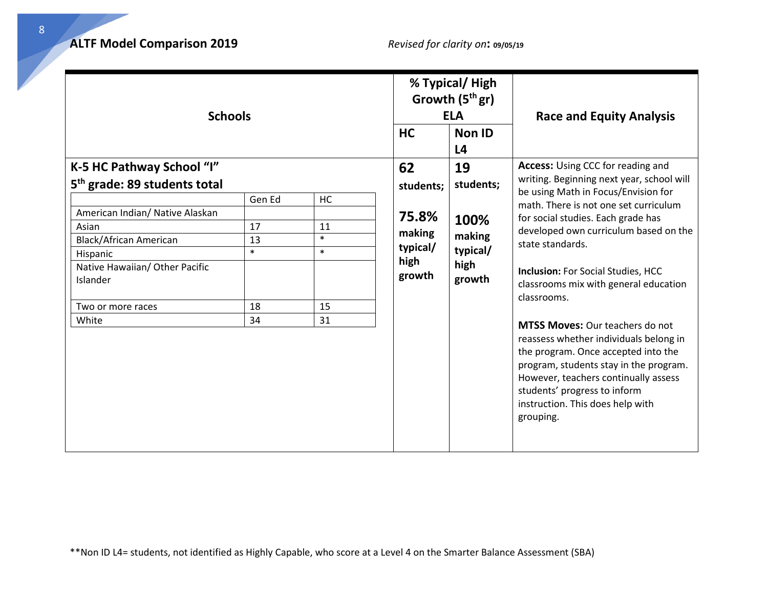**ALTF Model Comparison 2019** *Revised for clarity on*: **09/05/19**

| Schools | % Typical/ High Growth (5th gr) ELA | | Race and Equity Analysis |
|---|---|---|---|
| | HC | Non ID L4 | |
| **K-5 HC Pathway School "I"**<br>**5th grade: 89 students total** | **62 students;**<br><br>**75.8% making typical/ high growth** | **19 students;**<br><br>**100% making typical/ high growth** | **Access:** Using CCC for reading and writing. Beginning next year, school will be using Math in Focus/Envision for math. There is not one set curriculum for social studies. Each grade has developed own curriculum based on the state standards.<br><br>**Inclusion:** For Social Studies, HCC classrooms mix with general education classrooms.<br><br>**MTSS Moves:** Our teachers do not reassess whether individuals belong in the program. Once accepted into the program, students stay in the program. However, teachers continually assess students' progress to inform instruction. This does help with grouping. |

| | Gen Ed | HC |
|---|---|---|
| American Indian/ Native Alaskan | | |
| Asian | 17 | 11 |
| Black/African American | 13 | * |
| Hispanic | * | * |
| Native Hawaiian/ Other Pacific Islander | | |
| Two or more races | 18 | 15 |
| White | 34 | 31 |

**Non ID L4= students, not identified as Highly Capable, who score at a Level 4 on the Smarter Balance Assessment (SBA)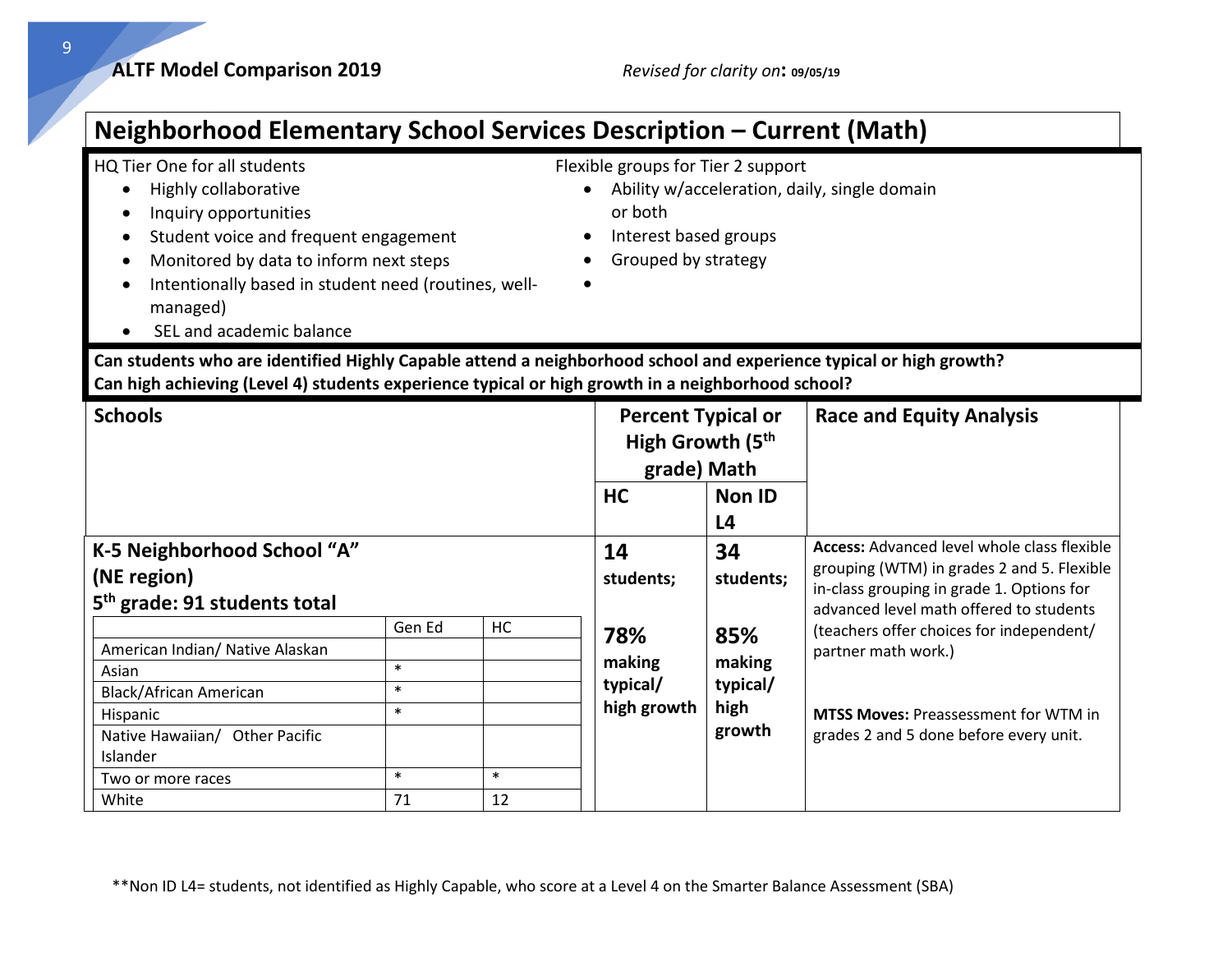ALTF Model Comparison 2019 *Revised for clarity on*: **09/05/19**

## Neighborhood Elementary School Services Description – Current (Math)

HQ Tier One for all students

- Highly collaborative
- Inquiry opportunities
- Student voice and frequent engagement
- Monitored by data to inform next steps
- Intentionally based in student need (routines, well-managed)
- SEL and academic balance

Flexible groups for Tier 2 support

- Ability w/acceleration, daily, single domain or both
- Interest based groups
- Grouped by strategy
-

**Can students who are identified Highly Capable attend a neighborhood school and experience typical or high growth?**
**Can high achieving (Level 4) students experience typical or high growth in a neighborhood school?**

| Schools | | | Percent Typical or High Growth (5th grade) Math | | Race and Equity Analysis |
|---|---|---|---|---|---|
| | | | **HC** | **Non ID L4** | |
| **K-5 Neighborhood School "A" (NE region) 5th grade: 91 students total** | **Gen Ed** | **HC** | **14 students; 78% making typical/ high growth** | **34 students; 85% making typical/ high growth** | **Access:** Advanced level whole class flexible grouping (WTM) in grades 2 and 5. Flexible in-class grouping in grade 1. Options for advanced level math offered to students (teachers offer choices for independent/ partner math work.) **MTSS Moves:** Preassessment for WTM in grades 2 and 5 done before every unit. |
| American Indian/ Native Alaskan | | | | | |
| Asian | * | | | | |
| Black/African American | * | | | | |
| Hispanic | * | | | | |
| Native Hawaiian/ Other Pacific Islander | | | | | |
| Two or more races | * | * | | | |
| White | 71 | 12 | | | |

**Non ID L4= students, not identified as Highly Capable, who score at a Level 4 on the Smarter Balance Assessment (SBA)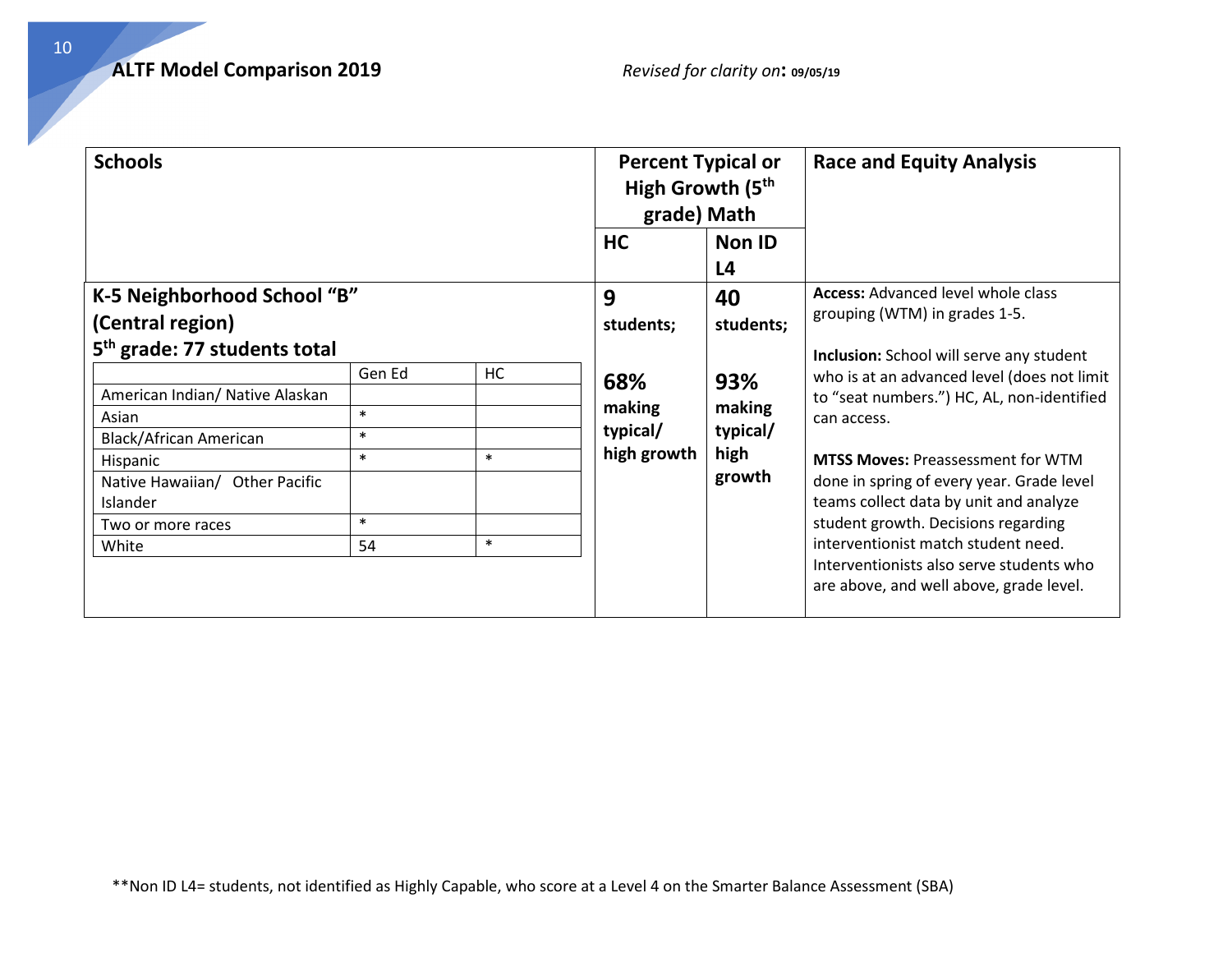## ALTF Model Comparison 2019

*Revised for clarity on*: **09/05/19**

| Schools | Percent Typical or High Growth (5th grade) Math | | Race and Equity Analysis |
|---|---|---|---|
| | **HC** | **Non ID L4** | |
| **K-5 Neighborhood School "B" (Central region)**<br>**5th grade: 77 students total** | **9 students;**<br><br>**68% making typical/ high growth** | **40 students;**<br><br>**93% making typical/ high growth** | **Access:** Advanced level whole class grouping (WTM) in grades 1-5.<br><br>**Inclusion:** School will serve any student who is at an advanced level (does not limit to "seat numbers.") HC, AL, non-identified can access.<br><br>**MTSS Moves:** Preassessment for WTM done in spring of every year. Grade level teams collect data by unit and analyze student growth. Decisions regarding interventionist match student need. Interventionists also serve students who are above, and well above, grade level. |

| | Gen Ed | HC |
|---|---|---|
| American Indian/ Native Alaskan | | |
| Asian | * | |
| Black/African American | * | |
| Hispanic | * | * |
| Native Hawaiian/ Other Pacific Islander | | |
| Two or more races | * | |
| White | 54 | * |

**Non ID L4= students, not identified as Highly Capable, who score at a Level 4 on the Smarter Balance Assessment (SBA)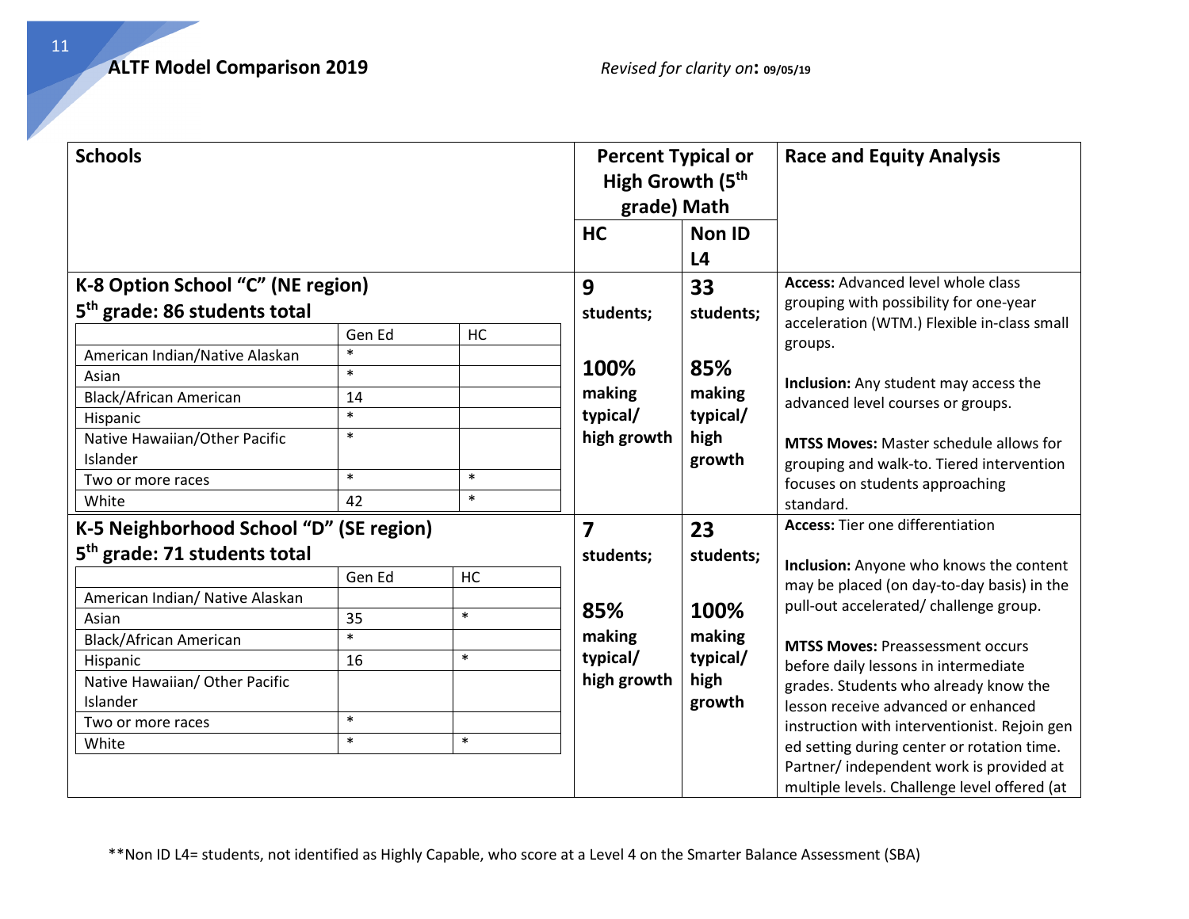**ALTF Model Comparison 2019**

*Revised for clarity on*: **09/05/19**

| Schools | Percent Typical or High Growth (5th grade) Math | | Race and Equity Analysis |
|---|---|---|---|
| | HC | Non ID L4 | |
| **K-8 Option School "C" (NE region)**<br>**5th grade: 86 students total**<br><br>Gen Ed / HC<br>American Indian/Native Alaskan: * / <br>Asian: * / <br>Black/African American: 14 / <br>Hispanic: * / <br>Native Hawaiian/Other Pacific Islander: * / <br>Two or more races: * / *<br>White: 42 / * | **9** students;<br><br>**100%** making typical/ high growth | **33** students;<br><br>**85%** making typical/ high growth | **Access:** Advanced level whole class grouping with possibility for one-year acceleration (WTM.) Flexible in-class small groups.<br><br>**Inclusion:** Any student may access the advanced level courses or groups.<br><br>**MTSS Moves:** Master schedule allows for grouping and walk-to. Tiered intervention focuses on students approaching standard. |
| **K-5 Neighborhood School "D" (SE region)**<br>**5th grade: 71 students total**<br><br>Gen Ed / HC<br>American Indian/ Native Alaskan: / <br>Asian: 35 / *<br>Black/African American: * / <br>Hispanic: 16 / *<br>Native Hawaiian/ Other Pacific Islander: / <br>Two or more races: * / <br>White: * / * | **7** students;<br><br>**85%** making typical/ high growth | **23** students;<br><br>**100%** making typical/ high growth | **Access:** Tier one differentiation<br><br>**Inclusion:** Anyone who knows the content may be placed (on day-to-day basis) in the pull-out accelerated/ challenge group.<br><br>**MTSS Moves:** Preassessment occurs before daily lessons in intermediate grades. Students who already know the lesson receive advanced or enhanced instruction with interventionist. Rejoin gen ed setting during center or rotation time. Partner/ independent work is provided at multiple levels. Challenge level offered (at |

**K-8 Option School "C" (NE region) — 5th grade: 86 students total**

| | Gen Ed | HC |
|---|---|---|
| American Indian/Native Alaskan | * | |
| Asian | * | |
| Black/African American | 14 | |
| Hispanic | * | |
| Native Hawaiian/Other Pacific Islander | * | |
| Two or more races | * | * |
| White | 42 | * |

**K-5 Neighborhood School "D" (SE region) — 5th grade: 71 students total**

| | Gen Ed | HC |
|---|---|---|
| American Indian/ Native Alaskan | | |
| Asian | 35 | * |
| Black/African American | * | |
| Hispanic | 16 | * |
| Native Hawaiian/ Other Pacific Islander | | |
| Two or more races | * | |
| White | * | * |

**Non ID L4= students, not identified as Highly Capable, who score at a Level 4 on the Smarter Balance Assessment (SBA)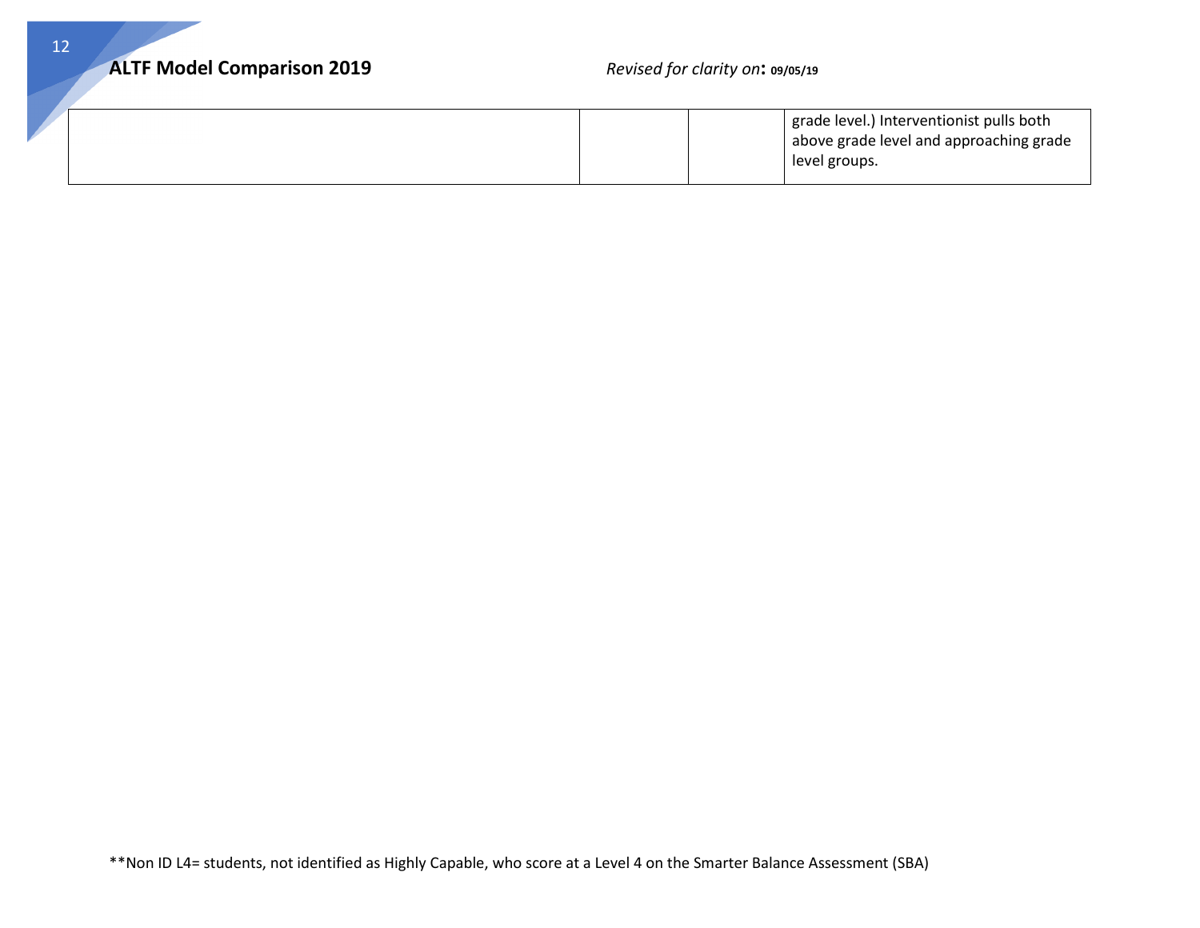| | | | |
|---|---|---|---|
| | | | grade level.) Interventionist pulls both above grade level and approaching grade level groups. |

**Non ID L4= students, not identified as Highly Capable, who score at a Level 4 on the Smarter Balance Assessment (SBA)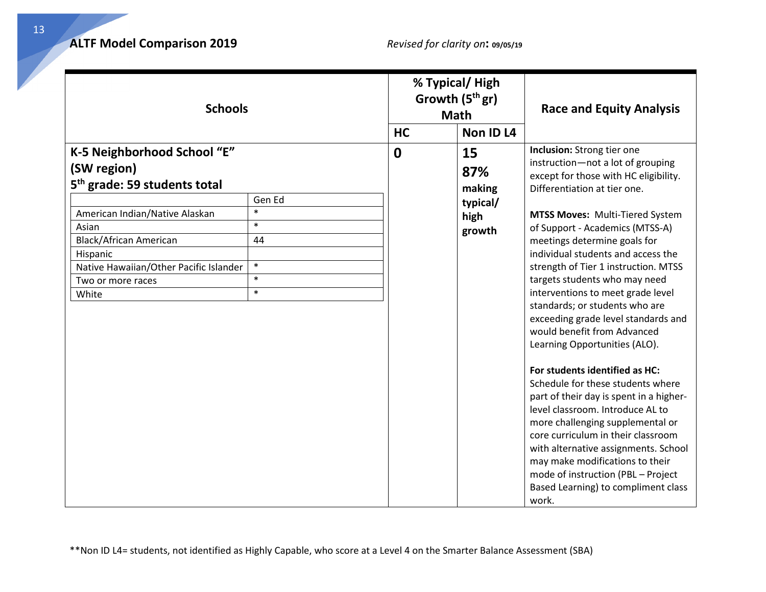## ALTF Model Comparison 2019

*Revised for clarity on*: 09/05/19

| Schools | % Typical/ High Growth (5th gr) Math | | Race and Equity Analysis |
|---|---|---|---|
| | HC | Non ID L4 | |
| **K-5 Neighborhood School "E" (SW region)**<br>**5th grade: 59 students total** | **0** | **15**<br>**87% making typical/ high growth** | **Inclusion:** Strong tier one instruction—not a lot of grouping except for those with HC eligibility. Differentiation at tier one.<br><br>**MTSS Moves:** Multi-Tiered System of Support - Academics (MTSS-A) meetings determine goals for individual students and access the strength of Tier 1 instruction. MTSS targets students who may need interventions to meet grade level standards; or students who are exceeding grade level standards and would benefit from Advanced Learning Opportunities (ALO).<br><br>**For students identified as HC:** Schedule for these students where part of their day is spent in a higher-level classroom. Introduce AL to more challenging supplemental or core curriculum in their classroom with alternative assignments. School may make modifications to their mode of instruction (PBL – Project Based Learning) to compliment class work. |

| | Gen Ed |
|---|---|
| American Indian/Native Alaskan | * |
| Asian | * |
| Black/African American | 44 |
| Hispanic | |
| Native Hawaiian/Other Pacific Islander | * |
| Two or more races | * |
| White | * |

**Non ID L4= students, not identified as Highly Capable, who score at a Level 4 on the Smarter Balance Assessment (SBA)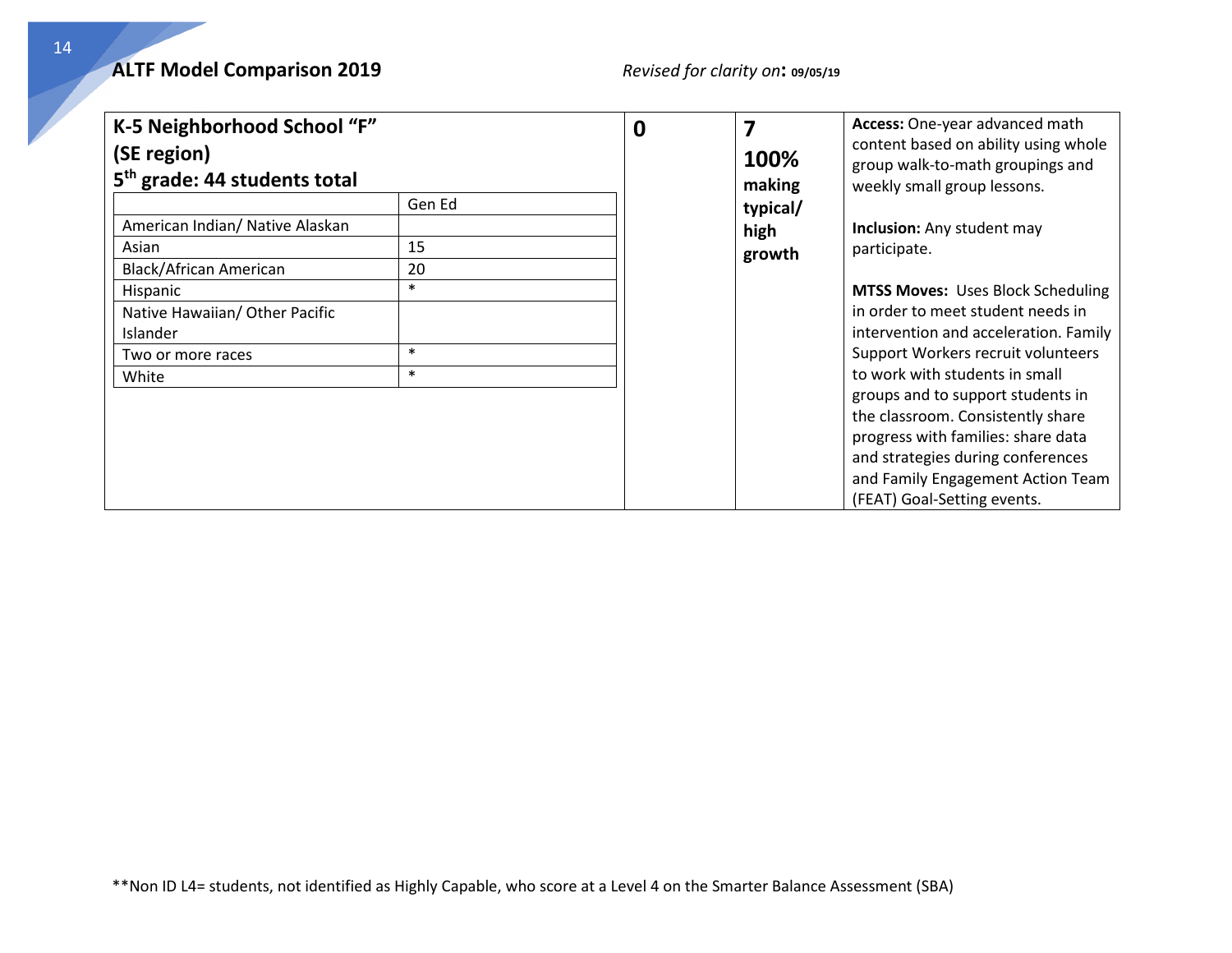**ALTF Model Comparison 2019** *Revised for clarity on*: **09/05/19**

| **K-5 Neighborhood School "F" (SE region)** **5th grade: 44 students total** | | **0** | **7** **100% making typical/ high growth** | **Access:** One-year advanced math content based on ability using whole group walk-to-math groupings and weekly small group lessons. **Inclusion:** Any student may participate. **MTSS Moves:** Uses Block Scheduling in order to meet student needs in intervention and acceleration. Family Support Workers recruit volunteers to work with students in small groups and to support students in the classroom. Consistently share progress with families: share data and strategies during conferences and Family Engagement Action Team (FEAT) Goal-Setting events. |
|---|---|---|---|---|
| | Gen Ed | | | |
| American Indian/ Native Alaskan | | | | |
| Asian | 15 | | | |
| Black/African American | 20 | | | |
| Hispanic | * | | | |
| Native Hawaiian/ Other Pacific Islander | | | | |
| Two or more races | * | | | |
| White | * | | | |

**Non ID L4= students, not identified as Highly Capable, who score at a Level 4 on the Smarter Balance Assessment (SBA)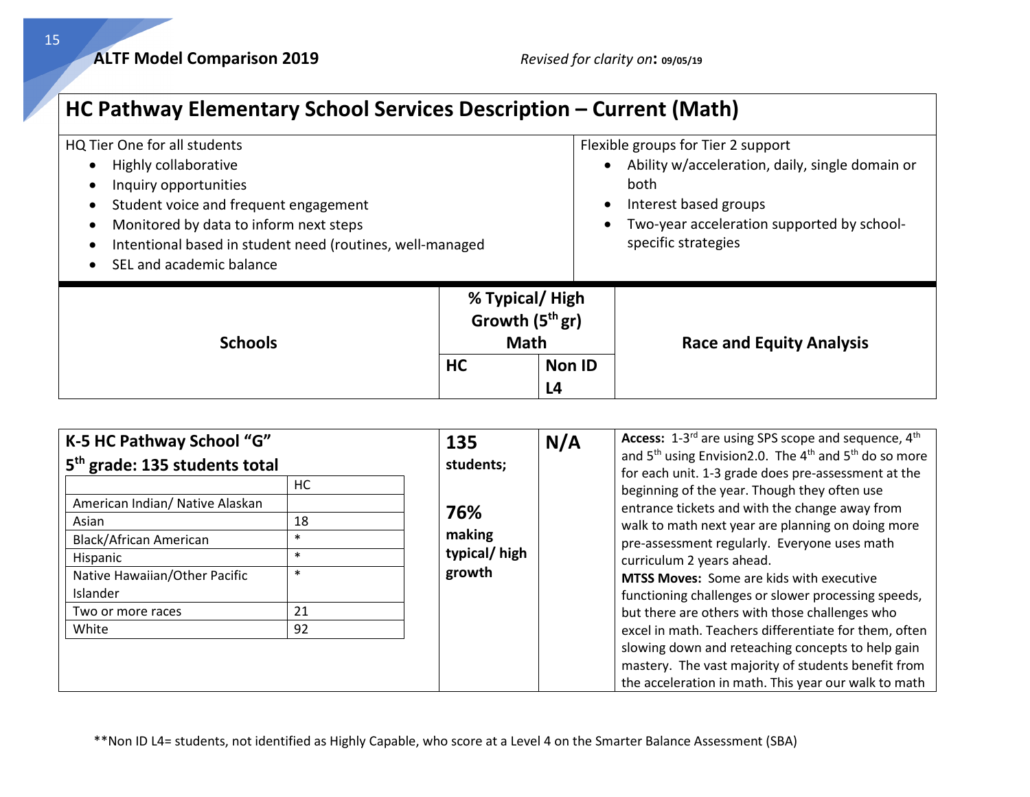**ALTF Model Comparison 2019**

*Revised for clarity on*: **09/05/19**

## HC Pathway Elementary School Services Description – Current (Math)

| HQ Tier One for all students | Flexible groups for Tier 2 support |
|---|---|
| • Highly collaborative<br>• Inquiry opportunities<br>• Student voice and frequent engagement<br>• Monitored by data to inform next steps<br>• Intentional based in student need (routines, well-managed<br>• SEL and academic balance | • Ability w/acceleration, daily, single domain or both<br>• Interest based groups<br>• Two-year acceleration supported by school-specific strategies |

| Schools | % Typical/ High Growth (5th gr) Math | | Race and Equity Analysis |
|---|---|---|---|
| | **HC** | **Non ID L4** | |
| **K-5 HC Pathway School "G"**<br>**5th grade: 135 students total** | **135 students;**<br><br>**76% making typical/ high growth** | **N/A** | **Access:** 1-3rd are using SPS scope and sequence, 4th and 5th using Envision2.0. The 4th and 5th do so more for each unit. 1-3 grade does pre-assessment at the beginning of the year. Though they often use entrance tickets and with the change away from walk to math next year are planning on doing more pre-assessment regularly. Everyone uses math curriculum 2 years ahead.<br>**MTSS Moves:** Some are kids with executive functioning challenges or slower processing speeds, but there are others with those challenges who excel in math. Teachers differentiate for them, often slowing down and reteaching concepts to help gain mastery. The vast majority of students benefit from the acceleration in math. This year our walk to math |

| | HC |
|---|---|
| American Indian/ Native Alaskan | |
| Asian | 18 |
| Black/African American | * |
| Hispanic | * |
| Native Hawaiian/Other Pacific Islander | * |
| Two or more races | 21 |
| White | 92 |

**Non ID L4= students, not identified as Highly Capable, who score at a Level 4 on the Smarter Balance Assessment (SBA)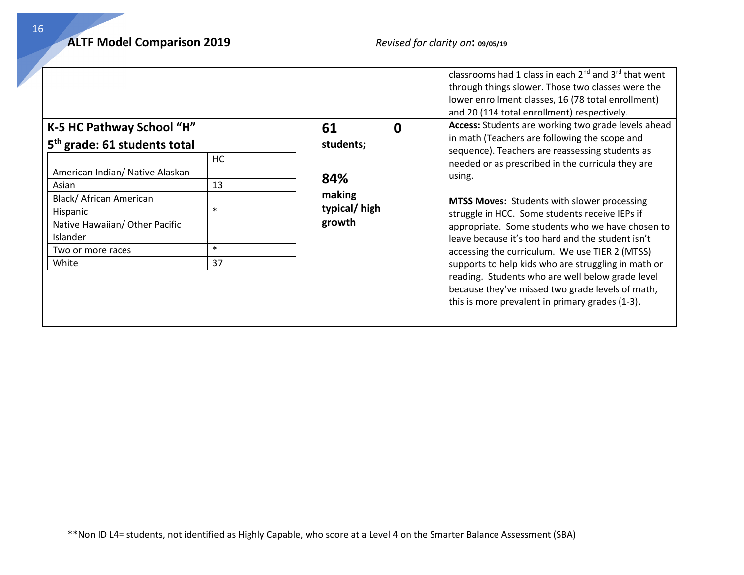| | | | |
|---|---|---|---|
| | | | classrooms had 1 class in each 2nd and 3rd that went through things slower. Those two classes were the lower enrollment classes, 16 (78 total enrollment) and 20 (114 total enrollment) respectively. |
| **K-5 HC Pathway School "H"**<br>**5th grade: 61 students total**<br><br>(see demographic table below) | **61 students;**<br><br>**84% making typical/ high growth** | **0** | **Access:** Students are working two grade levels ahead in math (Teachers are following the scope and sequence). Teachers are reassessing students as needed or as prescribed in the curricula they are using.<br><br>**MTSS Moves:** Students with slower processing struggle in HCC. Some students receive IEPs if appropriate. Some students who we have chosen to leave because it's too hard and the student isn't accessing the curriculum. We use TIER 2 (MTSS) supports to help kids who are struggling in math or reading. Students who are well below grade level because they've missed two grade levels of math, this is more prevalent in primary grades (1-3). |

| | HC |
|---|---|
| American Indian/ Native Alaskan | |
| Asian | 13 |
| Black/ African American | |
| Hispanic | * |
| Native Hawaiian/ Other Pacific Islander | |
| Two or more races | * |
| White | 37 |

**Non ID L4= students, not identified as Highly Capable, who score at a Level 4 on the Smarter Balance Assessment (SBA)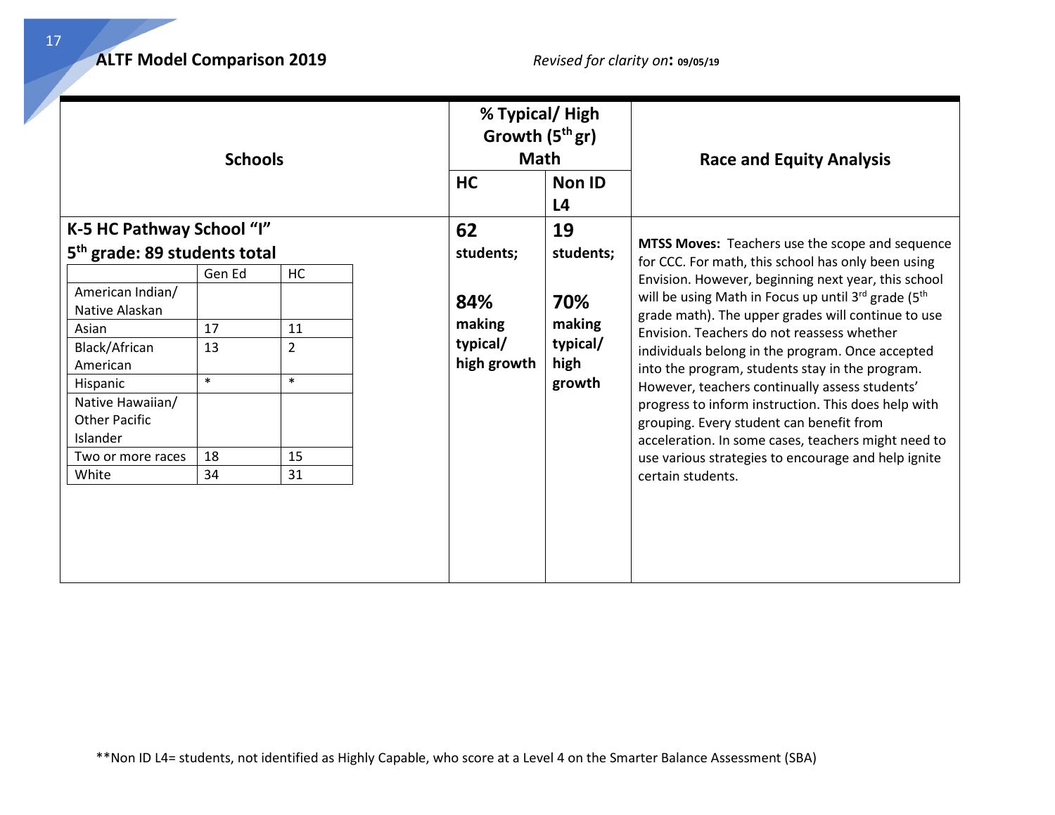**ALTF Model Comparison 2019** *Revised for clarity on*: **09/05/19**

| Schools | % Typical/ High Growth (5th gr) Math | | Race and Equity Analysis |
|---|---|---|---|
| | **HC** | **Non ID L4** | |
| **K-5 HC Pathway School "I"**<br>**5th grade: 89 students total** | **62 students;**<br><br>**84% making typical/ high growth** | **19 students;**<br><br>**70% making typical/ high growth** | **MTSS Moves:** Teachers use the scope and sequence for CCC. For math, this school has only been using Envision. However, beginning next year, this school will be using Math in Focus up until 3rd grade (5th grade math). The upper grades will continue to use Envision. Teachers do not reassess whether individuals belong in the program. Once accepted into the program, students stay in the program. However, teachers continually assess students' progress to inform instruction. This does help with grouping. Every student can benefit from acceleration. In some cases, teachers might need to use various strategies to encourage and help ignite certain students. |

| | Gen Ed | HC |
|---|---|---|
| American Indian/ Native Alaskan | | |
| Asian | 17 | 11 |
| Black/African American | 13 | 2 |
| Hispanic | * | * |
| Native Hawaiian/ Other Pacific Islander | | |
| Two or more races | 18 | 15 |
| White | 34 | 31 |

**Non ID L4= students, not identified as Highly Capable, who score at a Level 4 on the Smarter Balance Assessment (SBA)